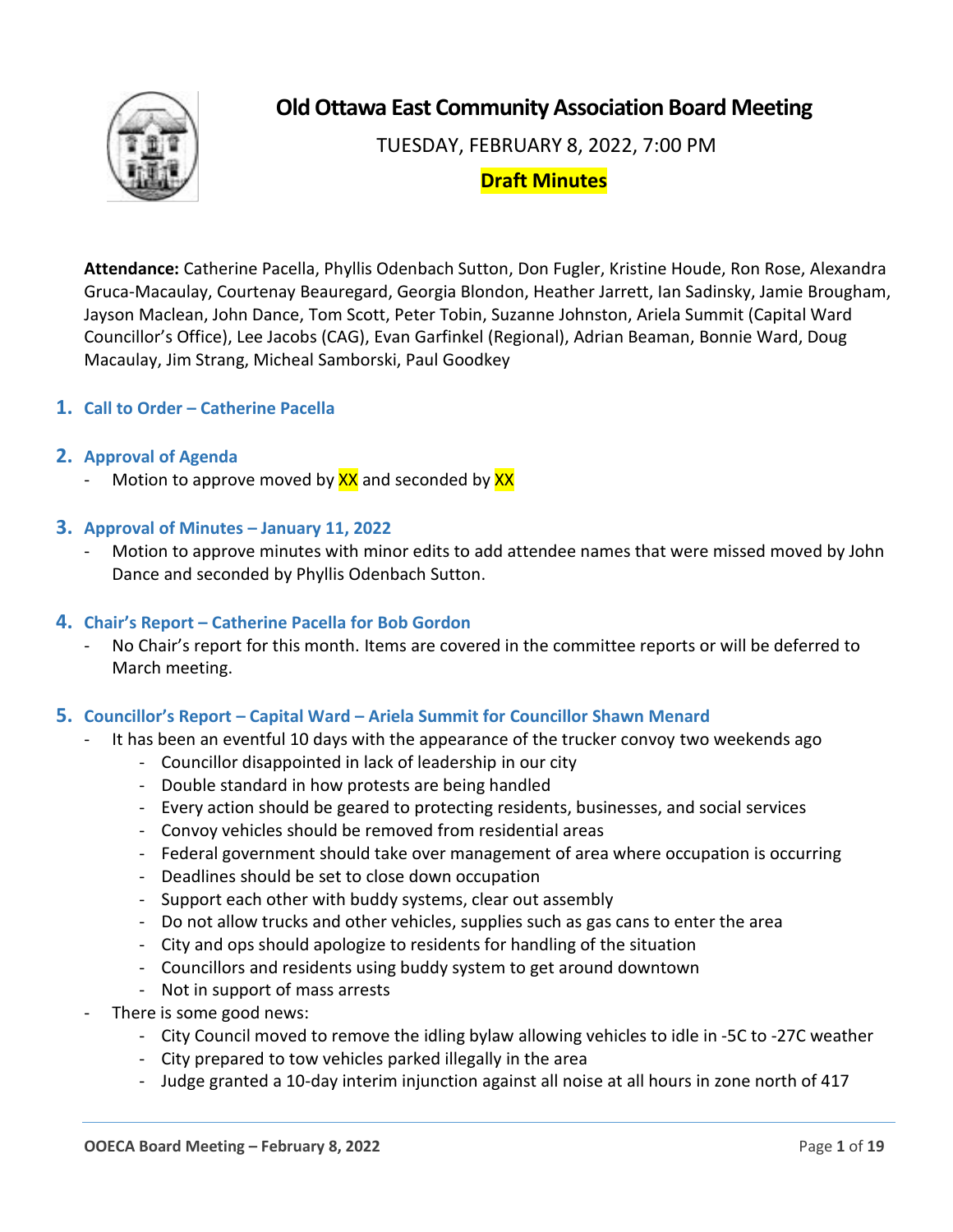# Old Ottawa East Community Association Board Meeting

TUESDAY, FEBRUARY 8, 2022, 7:00 PM

**Draft Minutes**

**Attendance:** Catherine Pacella, Phyllis Odenbach Sutton, Don Fugler, Kristine Houde, Ron Rose, Alexandra Gruca-Macaulay, Courtenay Beauregard, Georgia Blondon, Heather Jarrett, Ian Sadinsky, Jamie Brougham, Jayson Maclean, John Dance, Tom Scott, Peter Tobin, Suzanne Johnston, Ariela Summit (Capital Ward Councillor's Office), Lee Jacobs (CAG), Evan Garfinkel (Regional), Adrian Beaman, Bonnie Ward, Doug Macaulay, Jim Strang, Micheal Samborski, Paul Goodkey

## 1. Call to Order – Catherine Pacella

## 2. Approval of Agenda

- Motion to approve moved by XX and seconded by XX

## 3. Approval of Minutes – January 11, 2022

- Motion to approve minutes with minor edits to add attendee names that were missed moved by John Dance and seconded by Phyllis Odenbach Sutton.

## 4. Chair's Report – Catherine Pacella for Bob Gordon

- No Chair's report for this month. Items are covered in the committee reports or will be deferred to March meeting.

## 5. Councillor's Report – Capital Ward – Ariela Summit for Councillor Shawn Menard

- It has been an eventful 10 days with the appearance of the trucker convoy two weekends ago
  - Councillor disappointed in lack of leadership in our city
  - Double standard in how protests are being handled
  - Every action should be geared to protecting residents, businesses, and social services
  - Convoy vehicles should be removed from residential areas
  - Federal government should take over management of area where occupation is occurring
  - Deadlines should be set to close down occupation
  - Support each other with buddy systems, clear out assembly
  - Do not allow trucks and other vehicles, supplies such as gas cans to enter the area
  - City and ops should apologize to residents for handling of the situation
  - Councillors and residents using buddy system to get around downtown
  - Not in support of mass arrests
- There is some good news:
  - City Council moved to remove the idling bylaw allowing vehicles to idle in -5C to -27C weather
  - City prepared to tow vehicles parked illegally in the area
  - Judge granted a 10-day interim injunction against all noise at all hours in zone north of 417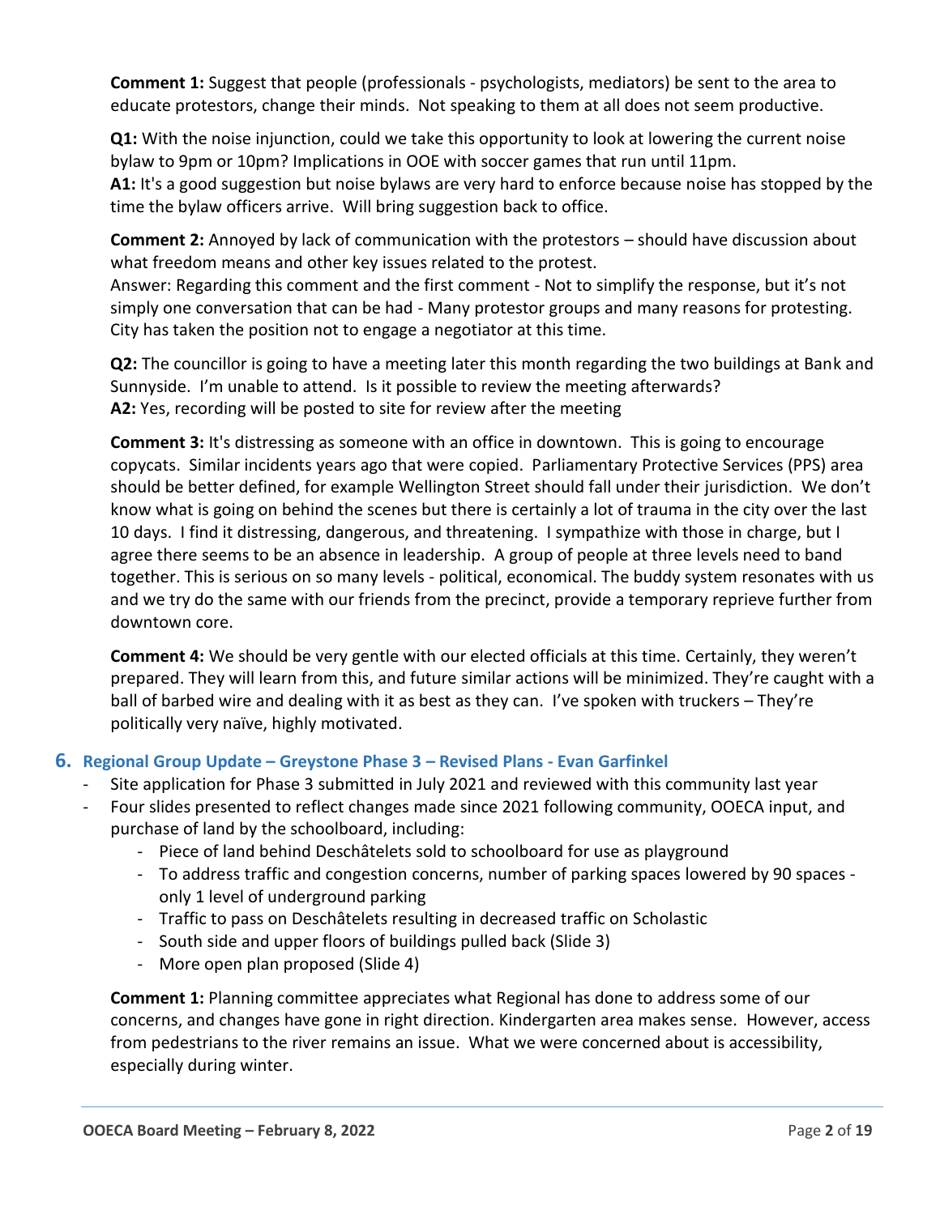**Comment 1:** Suggest that people (professionals - psychologists, mediators) be sent to the area to educate protestors, change their minds. Not speaking to them at all does not seem productive.

**Q1:** With the noise injunction, could we take this opportunity to look at lowering the current noise bylaw to 9pm or 10pm? Implications in OOE with soccer games that run until 11pm.
**A1:** It's a good suggestion but noise bylaws are very hard to enforce because noise has stopped by the time the bylaw officers arrive. Will bring suggestion back to office.

**Comment 2:** Annoyed by lack of communication with the protestors – should have discussion about what freedom means and other key issues related to the protest.
Answer: Regarding this comment and the first comment - Not to simplify the response, but it's not simply one conversation that can be had - Many protestor groups and many reasons for protesting. City has taken the position not to engage a negotiator at this time.

**Q2:** The councillor is going to have a meeting later this month regarding the two buildings at Bank and Sunnyside. I'm unable to attend. Is it possible to review the meeting afterwards?
**A2:** Yes, recording will be posted to site for review after the meeting

**Comment 3:** It's distressing as someone with an office in downtown. This is going to encourage copycats. Similar incidents years ago that were copied. Parliamentary Protective Services (PPS) area should be better defined, for example Wellington Street should fall under their jurisdiction. We don't know what is going on behind the scenes but there is certainly a lot of trauma in the city over the last 10 days. I find it distressing, dangerous, and threatening. I sympathize with those in charge, but I agree there seems to be an absence in leadership. A group of people at three levels need to band together. This is serious on so many levels - political, economical. The buddy system resonates with us and we try do the same with our friends from the precinct, provide a temporary reprieve further from downtown core.

**Comment 4:** We should be very gentle with our elected officials at this time. Certainly, they weren't prepared. They will learn from this, and future similar actions will be minimized. They're caught with a ball of barbed wire and dealing with it as best as they can. I've spoken with truckers – They're politically very naïve, highly motivated.

## 6. Regional Group Update – Greystone Phase 3 – Revised Plans - Evan Garfinkel

- Site application for Phase 3 submitted in July 2021 and reviewed with this community last year
- Four slides presented to reflect changes made since 2021 following community, OOECA input, and purchase of land by the schoolboard, including:
  - Piece of land behind Deschâtelets sold to schoolboard for use as playground
  - To address traffic and congestion concerns, number of parking spaces lowered by 90 spaces - only 1 level of underground parking
  - Traffic to pass on Deschâtelets resulting in decreased traffic on Scholastic
  - South side and upper floors of buildings pulled back (Slide 3)
  - More open plan proposed (Slide 4)

**Comment 1:** Planning committee appreciates what Regional has done to address some of our concerns, and changes have gone in right direction. Kindergarten area makes sense. However, access from pedestrians to the river remains an issue. What we were concerned about is accessibility, especially during winter.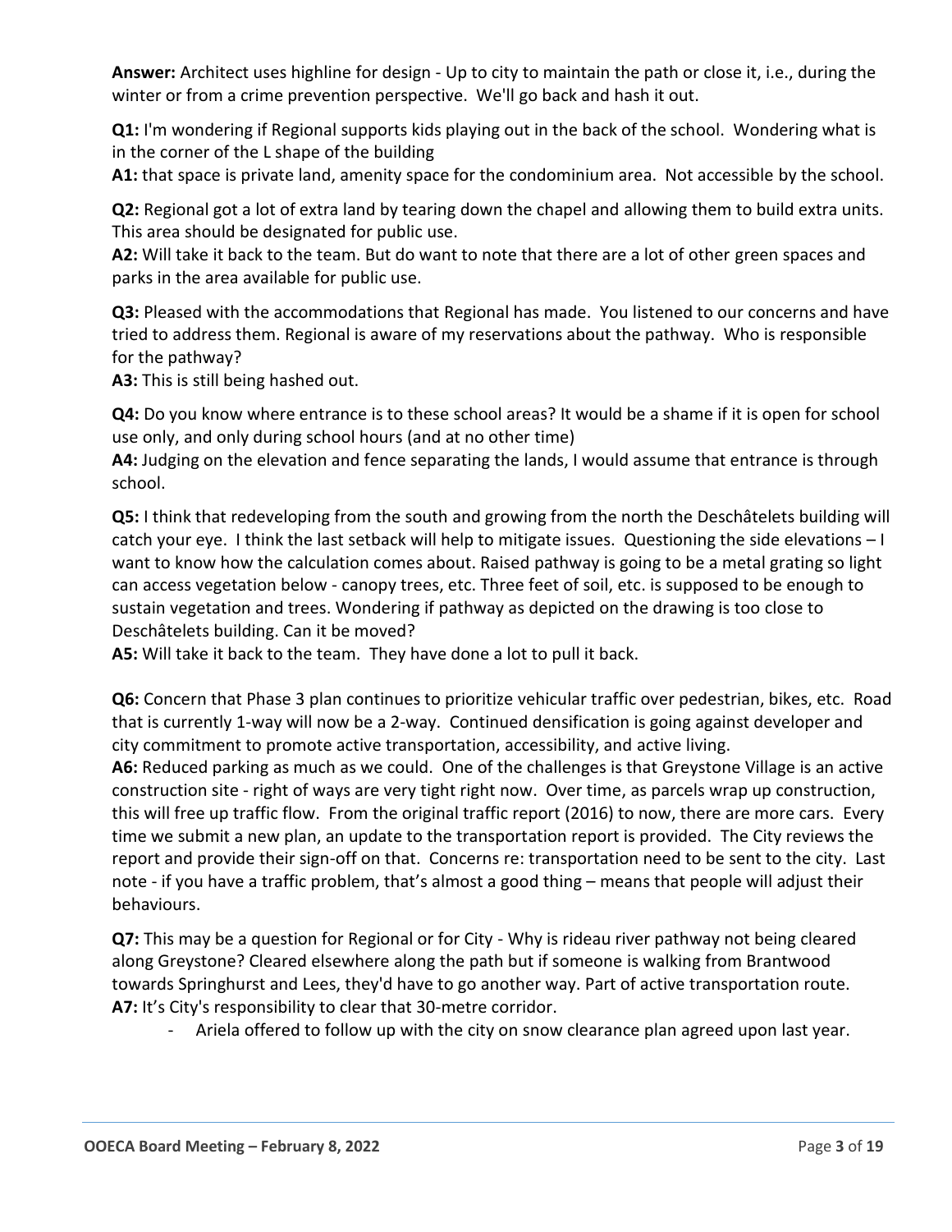**Answer:** Architect uses highline for design - Up to city to maintain the path or close it, i.e., during the winter or from a crime prevention perspective. We'll go back and hash it out.

**Q1:** I'm wondering if Regional supports kids playing out in the back of the school. Wondering what is in the corner of the L shape of the building

**A1:** that space is private land, amenity space for the condominium area. Not accessible by the school.

**Q2:** Regional got a lot of extra land by tearing down the chapel and allowing them to build extra units. This area should be designated for public use.

**A2:** Will take it back to the team. But do want to note that there are a lot of other green spaces and parks in the area available for public use.

**Q3:** Pleased with the accommodations that Regional has made. You listened to our concerns and have tried to address them. Regional is aware of my reservations about the pathway. Who is responsible for the pathway?

**A3:** This is still being hashed out.

**Q4:** Do you know where entrance is to these school areas? It would be a shame if it is open for school use only, and only during school hours (and at no other time)

**A4:** Judging on the elevation and fence separating the lands, I would assume that entrance is through school.

**Q5:** I think that redeveloping from the south and growing from the north the Deschâtelets building will catch your eye. I think the last setback will help to mitigate issues. Questioning the side elevations – I want to know how the calculation comes about. Raised pathway is going to be a metal grating so light can access vegetation below - canopy trees, etc. Three feet of soil, etc. is supposed to be enough to sustain vegetation and trees. Wondering if pathway as depicted on the drawing is too close to Deschâtelets building. Can it be moved?

**A5:** Will take it back to the team. They have done a lot to pull it back.

**Q6:** Concern that Phase 3 plan continues to prioritize vehicular traffic over pedestrian, bikes, etc. Road that is currently 1-way will now be a 2-way. Continued densification is going against developer and city commitment to promote active transportation, accessibility, and active living.

**A6:** Reduced parking as much as we could. One of the challenges is that Greystone Village is an active construction site - right of ways are very tight right now. Over time, as parcels wrap up construction, this will free up traffic flow. From the original traffic report (2016) to now, there are more cars. Every time we submit a new plan, an update to the transportation report is provided. The City reviews the report and provide their sign-off on that. Concerns re: transportation need to be sent to the city. Last note - if you have a traffic problem, that's almost a good thing – means that people will adjust their behaviours.

**Q7:** This may be a question for Regional or for City - Why is rideau river pathway not being cleared along Greystone? Cleared elsewhere along the path but if someone is walking from Brantwood towards Springhurst and Lees, they'd have to go another way. Part of active transportation route.

**A7:** It's City's responsibility to clear that 30-metre corridor.

- Ariela offered to follow up with the city on snow clearance plan agreed upon last year.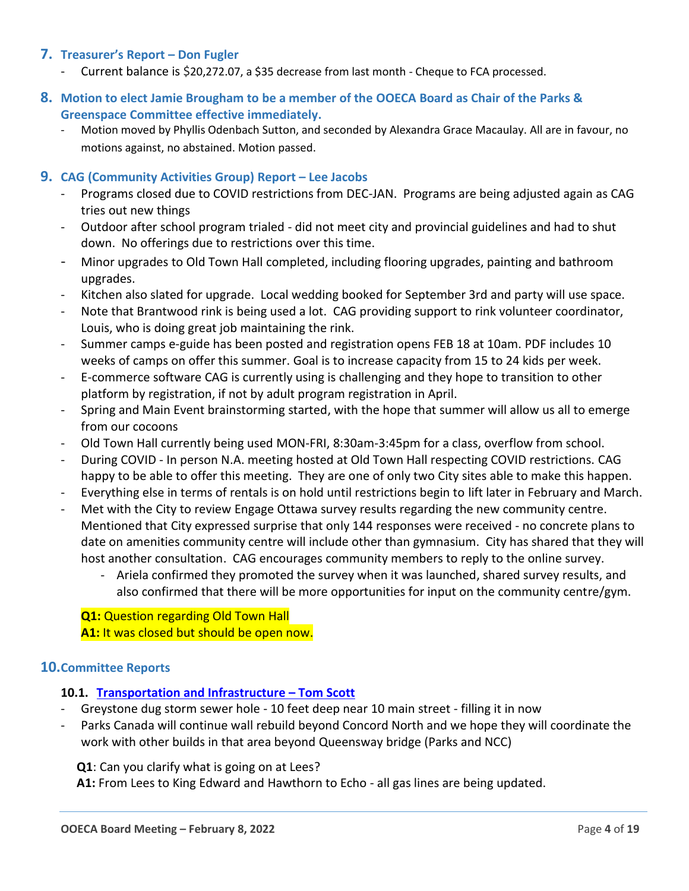## 7. Treasurer's Report – Don Fugler

- Current balance is $20,272.07, a $35 decrease from last month - Cheque to FCA processed.

## 8. Motion to elect Jamie Brougham to be a member of the OOECA Board as Chair of the Parks & Greenspace Committee effective immediately.

- Motion moved by Phyllis Odenbach Sutton, and seconded by Alexandra Grace Macaulay. All are in favour, no motions against, no abstained. Motion passed.

## 9. CAG (Community Activities Group) Report – Lee Jacobs

- Programs closed due to COVID restrictions from DEC-JAN. Programs are being adjusted again as CAG tries out new things
- Outdoor after school program trialed - did not meet city and provincial guidelines and had to shut down. No offerings due to restrictions over this time.
- Minor upgrades to Old Town Hall completed, including flooring upgrades, painting and bathroom upgrades.
- Kitchen also slated for upgrade. Local wedding booked for September 3rd and party will use space.
- Note that Brantwood rink is being used a lot. CAG providing support to rink volunteer coordinator, Louis, who is doing great job maintaining the rink.
- Summer camps e-guide has been posted and registration opens FEB 18 at 10am. PDF includes 10 weeks of camps on offer this summer. Goal is to increase capacity from 15 to 24 kids per week.
- E-commerce software CAG is currently using is challenging and they hope to transition to other platform by registration, if not by adult program registration in April.
- Spring and Main Event brainstorming started, with the hope that summer will allow us all to emerge from our cocoons
- Old Town Hall currently being used MON-FRI, 8:30am-3:45pm for a class, overflow from school.
- During COVID - In person N.A. meeting hosted at Old Town Hall respecting COVID restrictions. CAG happy to be able to offer this meeting. They are one of only two City sites able to make this happen.
- Everything else in terms of rentals is on hold until restrictions begin to lift later in February and March.
- Met with the City to review Engage Ottawa survey results regarding the new community centre. Mentioned that City expressed surprise that only 144 responses were received - no concrete plans to date on amenities community centre will include other than gymnasium. City has shared that they will host another consultation. CAG encourages community members to reply to the online survey.
  - Ariela confirmed they promoted the survey when it was launched, shared survey results, and also confirmed that there will be more opportunities for input on the community centre/gym.

**Q1:** Question regarding Old Town Hall
**A1:** It was closed but should be open now.

## 10. Committee Reports

### 10.1. Transportation and Infrastructure – Tom Scott

- Greystone dug storm sewer hole - 10 feet deep near 10 main street - filling it in now
- Parks Canada will continue wall rebuild beyond Concord North and we hope they will coordinate the work with other builds in that area beyond Queensway bridge (Parks and NCC)

**Q1**: Can you clarify what is going on at Lees?
**A1:** From Lees to King Edward and Hawthorn to Echo - all gas lines are being updated.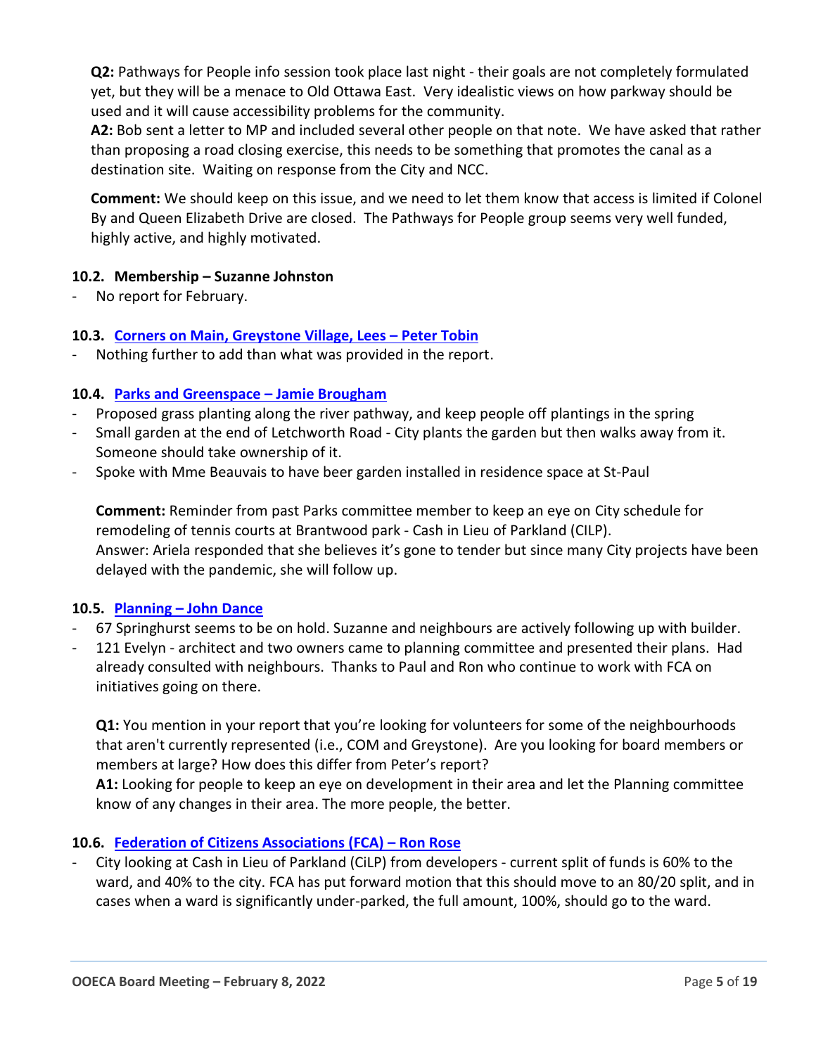**Q2:** Pathways for People info session took place last night - their goals are not completely formulated yet, but they will be a menace to Old Ottawa East. Very idealistic views on how parkway should be used and it will cause accessibility problems for the community.
**A2:** Bob sent a letter to MP and included several other people on that note. We have asked that rather than proposing a road closing exercise, this needs to be something that promotes the canal as a destination site. Waiting on response from the City and NCC.

**Comment:** We should keep on this issue, and we need to let them know that access is limited if Colonel By and Queen Elizabeth Drive are closed. The Pathways for People group seems very well funded, highly active, and highly motivated.

### 10.2. Membership – Suzanne Johnston

- No report for February.

### 10.3. Corners on Main, Greystone Village, Lees – Peter Tobin

- Nothing further to add than what was provided in the report.

### 10.4. Parks and Greenspace – Jamie Brougham

- Proposed grass planting along the river pathway, and keep people off plantings in the spring
- Small garden at the end of Letchworth Road - City plants the garden but then walks away from it. Someone should take ownership of it.
- Spoke with Mme Beauvais to have beer garden installed in residence space at St-Paul

  **Comment:** Reminder from past Parks committee member to keep an eye on City schedule for remodeling of tennis courts at Brantwood park - Cash in Lieu of Parkland (CILP).
  Answer: Ariela responded that she believes it's gone to tender but since many City projects have been delayed with the pandemic, she will follow up.

### 10.5. Planning – John Dance

- 67 Springhurst seems to be on hold. Suzanne and neighbours are actively following up with builder.
- 121 Evelyn - architect and two owners came to planning committee and presented their plans. Had already consulted with neighbours. Thanks to Paul and Ron who continue to work with FCA on initiatives going on there.

  **Q1:** You mention in your report that you're looking for volunteers for some of the neighbourhoods that aren't currently represented (i.e., COM and Greystone). Are you looking for board members or members at large? How does this differ from Peter's report?
  **A1:** Looking for people to keep an eye on development in their area and let the Planning committee know of any changes in their area. The more people, the better.

### 10.6. Federation of Citizens Associations (FCA) – Ron Rose

- City looking at Cash in Lieu of Parkland (CiLP) from developers - current split of funds is 60% to the ward, and 40% to the city. FCA has put forward motion that this should move to an 80/20 split, and in cases when a ward is significantly under-parked, the full amount, 100%, should go to the ward.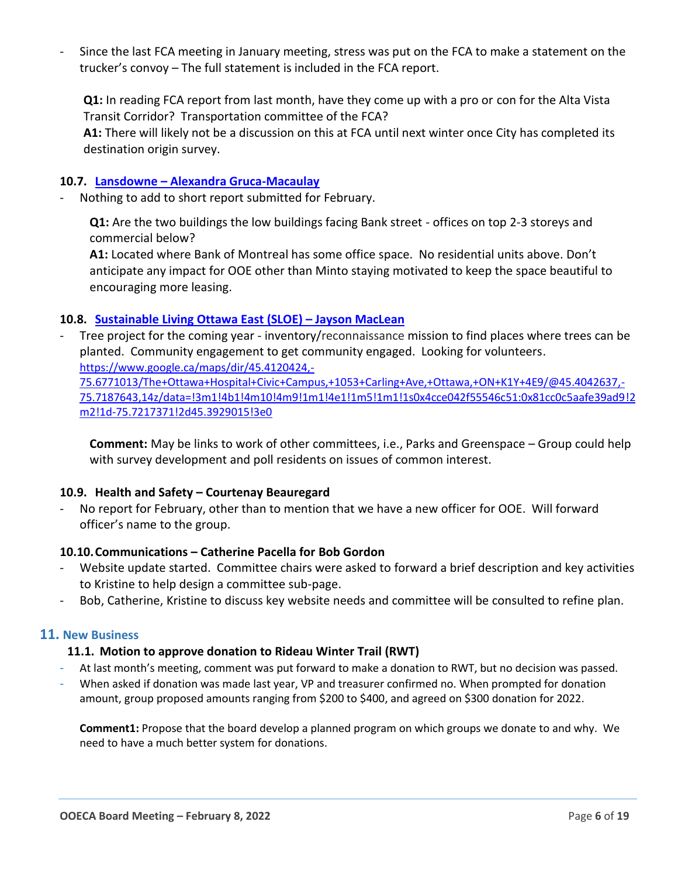- Since the last FCA meeting in January meeting, stress was put on the FCA to make a statement on the trucker's convoy – The full statement is included in the FCA report.

  **Q1:** In reading FCA report from last month, have they come up with a pro or con for the Alta Vista Transit Corridor? Transportation committee of the FCA?
  **A1:** There will likely not be a discussion on this at FCA until next winter once City has completed its destination origin survey.

### 10.7. [Lansdowne – Alexandra Gruca-Macaulay]()

- Nothing to add to short report submitted for February.

  **Q1:** Are the two buildings the low buildings facing Bank street - offices on top 2-3 storeys and commercial below?
  **A1:** Located where Bank of Montreal has some office space. No residential units above. Don't anticipate any impact for OOE other than Minto staying motivated to keep the space beautiful to encouraging more leasing.

### 10.8. [Sustainable Living Ottawa East (SLOE) – Jayson MacLean]()

- Tree project for the coming year - inventory/reconnaissance mission to find places where trees can be planted. Community engagement to get community engaged. Looking for volunteers.
  https://www.google.ca/maps/dir/45.4120424,-75.6771013/The+Ottawa+Hospital+Civic+Campus,+1053+Carling+Ave,+Ottawa,+ON+K1Y+4E9/@45.4042637,-75.7187643,14z/data=!3m1!4b1!4m10!4m9!1m1!4e1!1m5!1m1!1s0x4cce042f55546c51:0x81cc0c5aafe39ad9!2m2!1d-75.7217371!2d45.3929015!3e0

  **Comment:** May be links to work of other committees, i.e., Parks and Greenspace – Group could help with survey development and poll residents on issues of common interest.

### 10.9. Health and Safety – Courtenay Beauregard

- No report for February, other than to mention that we have a new officer for OOE. Will forward officer's name to the group.

### 10.10. Communications – Catherine Pacella for Bob Gordon

- Website update started. Committee chairs were asked to forward a brief description and key activities to Kristine to help design a committee sub-page.
- Bob, Catherine, Kristine to discuss key website needs and committee will be consulted to refine plan.

## 11. New Business

### 11.1. Motion to approve donation to Rideau Winter Trail (RWT)

- At last month's meeting, comment was put forward to make a donation to RWT, but no decision was passed.
- When asked if donation was made last year, VP and treasurer confirmed no. When prompted for donation amount, group proposed amounts ranging from $200 to $400, and agreed on $300 donation for 2022.

  **Comment1:** Propose that the board develop a planned program on which groups we donate to and why. We need to have a much better system for donations.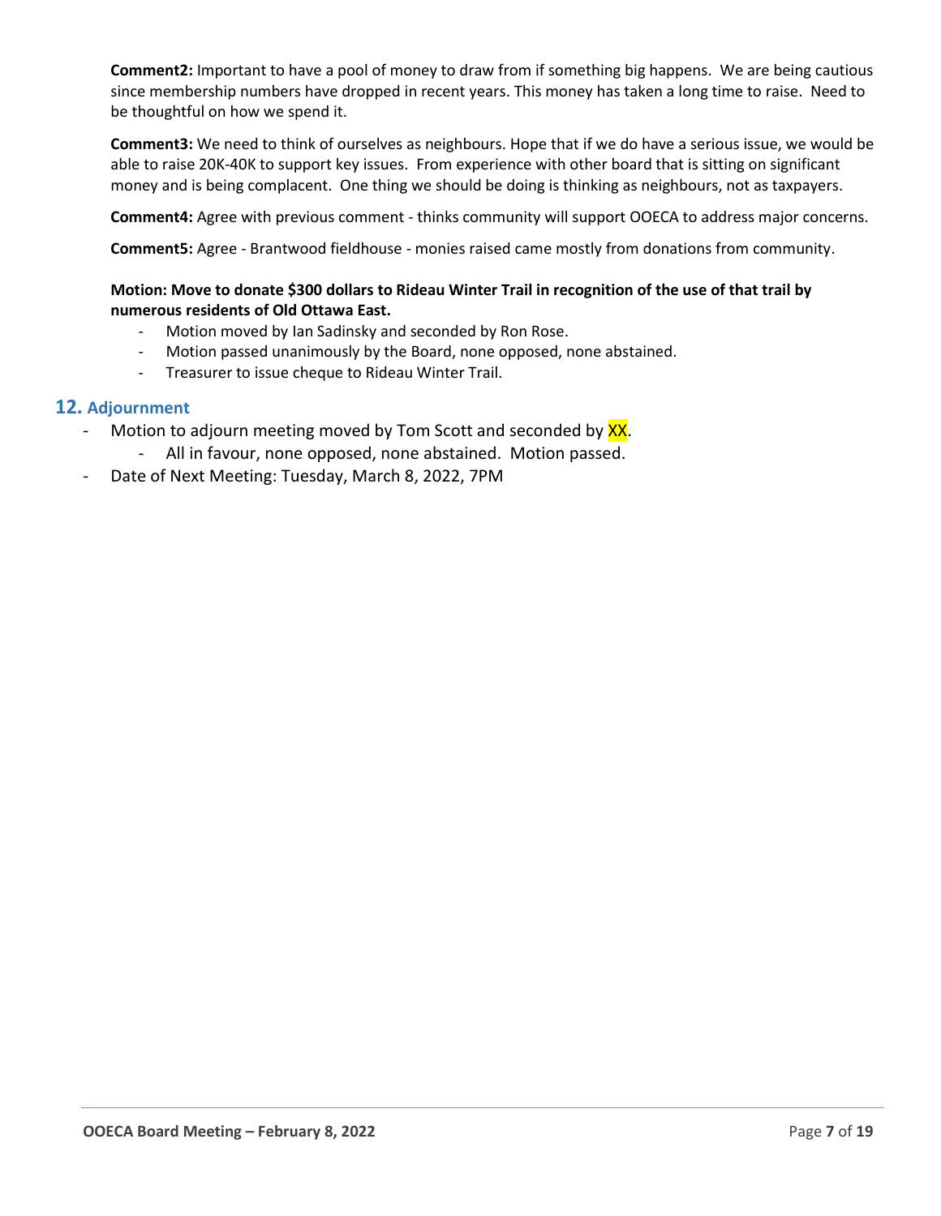**Comment2:** Important to have a pool of money to draw from if something big happens. We are being cautious since membership numbers have dropped in recent years. This money has taken a long time to raise. Need to be thoughtful on how we spend it.

**Comment3:** We need to think of ourselves as neighbours. Hope that if we do have a serious issue, we would be able to raise 20K-40K to support key issues. From experience with other board that is sitting on significant money and is being complacent. One thing we should be doing is thinking as neighbours, not as taxpayers.

**Comment4:** Agree with previous comment - thinks community will support OOECA to address major concerns.

**Comment5:** Agree - Brantwood fieldhouse - monies raised came mostly from donations from community.

**Motion: Move to donate $300 dollars to Rideau Winter Trail in recognition of the use of that trail by numerous residents of Old Ottawa East.**

- Motion moved by Ian Sadinsky and seconded by Ron Rose.
- Motion passed unanimously by the Board, none opposed, none abstained.
- Treasurer to issue cheque to Rideau Winter Trail.

## 12. Adjournment

- Motion to adjourn meeting moved by Tom Scott and seconded by XX.
  - All in favour, none opposed, none abstained. Motion passed.
- Date of Next Meeting: Tuesday, March 8, 2022, 7PM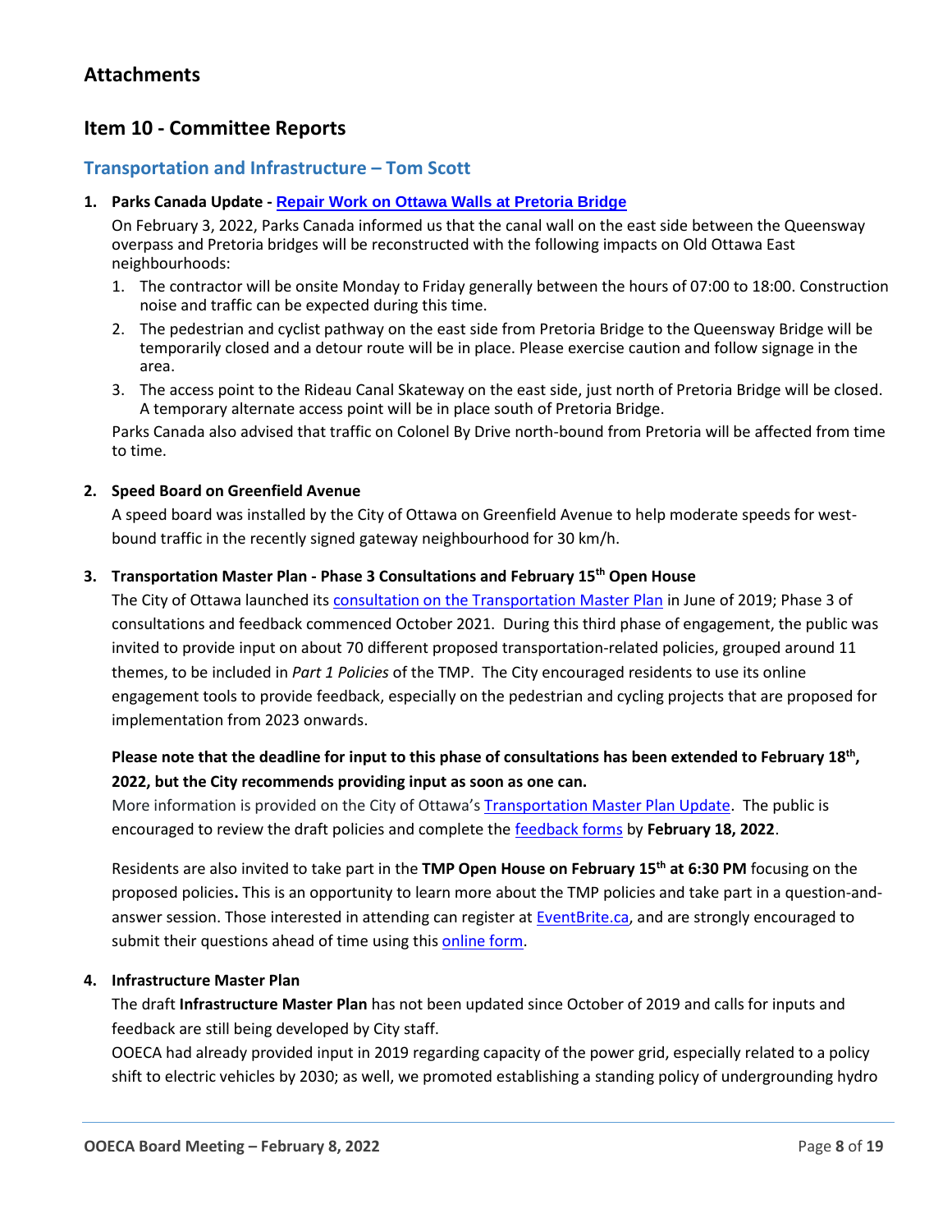## Attachments

## Item 10 - Committee Reports

### Transportation and Infrastructure – Tom Scott

1. **Parks Canada Update - Repair Work on Ottawa Walls at Pretoria Bridge**

   On February 3, 2022, Parks Canada informed us that the canal wall on the east side between the Queensway overpass and Pretoria bridges will be reconstructed with the following impacts on Old Ottawa East neighbourhoods:

   1. The contractor will be onsite Monday to Friday generally between the hours of 07:00 to 18:00. Construction noise and traffic can be expected during this time.
   2. The pedestrian and cyclist pathway on the east side from Pretoria Bridge to the Queensway Bridge will be temporarily closed and a detour route will be in place. Please exercise caution and follow signage in the area.
   3. The access point to the Rideau Canal Skateway on the east side, just north of Pretoria Bridge will be closed. A temporary alternate access point will be in place south of Pretoria Bridge.

   Parks Canada also advised that traffic on Colonel By Drive north-bound from Pretoria will be affected from time to time.

2. **Speed Board on Greenfield Avenue**

   A speed board was installed by the City of Ottawa on Greenfield Avenue to help moderate speeds for west-bound traffic in the recently signed gateway neighbourhood for 30 km/h.

3. **Transportation Master Plan - Phase 3 Consultations and February 15th Open House**

   The City of Ottawa launched its consultation on the Transportation Master Plan in June of 2019; Phase 3 of consultations and feedback commenced October 2021. During this third phase of engagement, the public was invited to provide input on about 70 different proposed transportation-related policies, grouped around 11 themes, to be included in *Part 1 Policies* of the TMP. The City encouraged residents to use its online engagement tools to provide feedback, especially on the pedestrian and cycling projects that are proposed for implementation from 2023 onwards.

   **Please note that the deadline for input to this phase of consultations has been extended to February 18th, 2022, but the City recommends providing input as soon as one can.**

   More information is provided on the City of Ottawa's Transportation Master Plan Update. The public is encouraged to review the draft policies and complete the feedback forms by **February 18, 2022**.

   Residents are also invited to take part in the **TMP Open House on February 15th at 6:30 PM** focusing on the proposed policies**.** This is an opportunity to learn more about the TMP policies and take part in a question-and-answer session. Those interested in attending can register at EventBrite.ca, and are strongly encouraged to submit their questions ahead of time using this online form.

4. **Infrastructure Master Plan**

   The draft **Infrastructure Master Plan** has not been updated since October of 2019 and calls for inputs and feedback are still being developed by City staff.

   OOECA had already provided input in 2019 regarding capacity of the power grid, especially related to a policy shift to electric vehicles by 2030; as well, we promoted establishing a standing policy of undergrounding hydro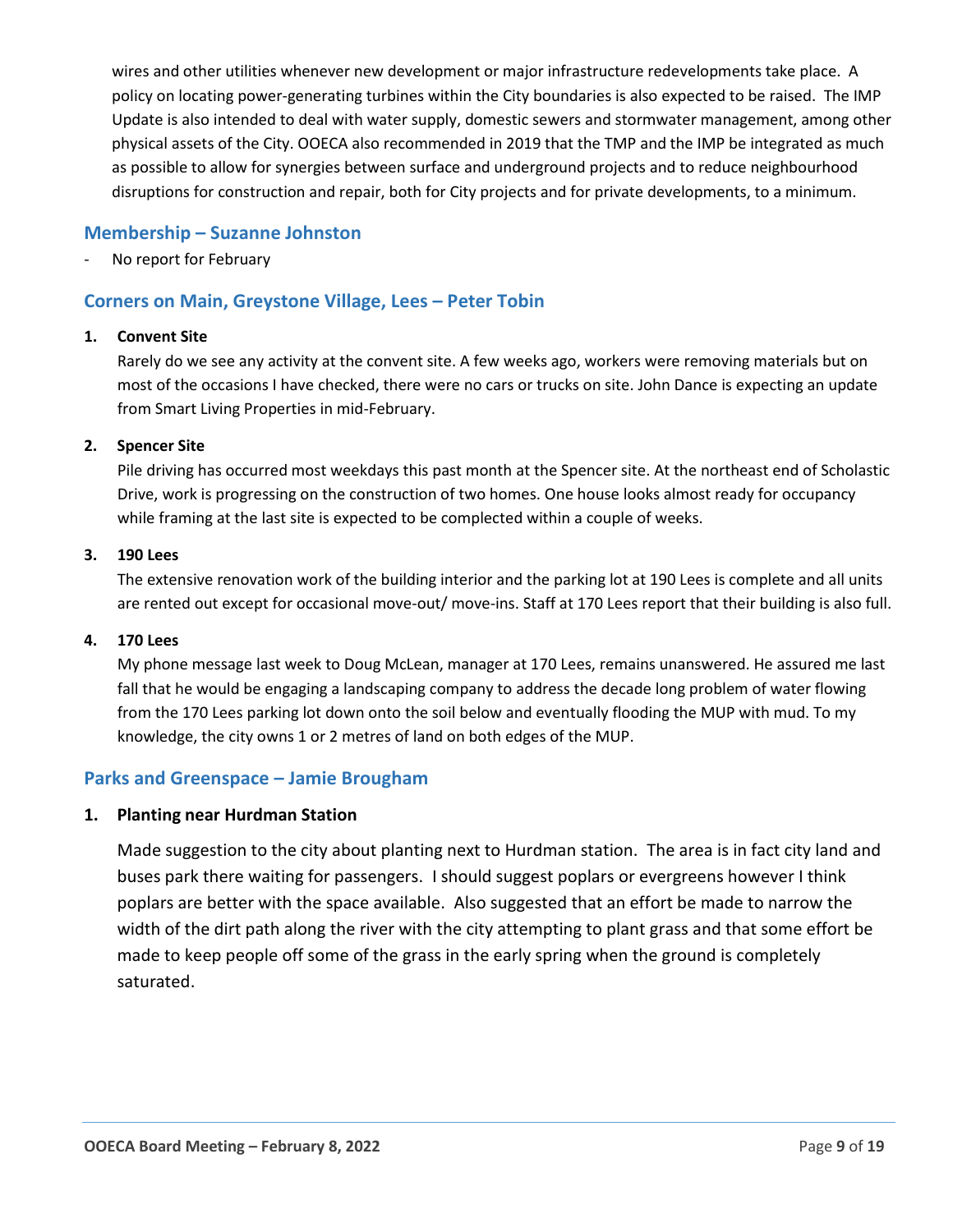wires and other utilities whenever new development or major infrastructure redevelopments take place. A policy on locating power-generating turbines within the City boundaries is also expected to be raised. The IMP Update is also intended to deal with water supply, domestic sewers and stormwater management, among other physical assets of the City. OOECA also recommended in 2019 that the TMP and the IMP be integrated as much as possible to allow for synergies between surface and underground projects and to reduce neighbourhood disruptions for construction and repair, both for City projects and for private developments, to a minimum.

## Membership – Suzanne Johnston

- No report for February

## Corners on Main, Greystone Village, Lees – Peter Tobin

**1. Convent Site**

Rarely do we see any activity at the convent site. A few weeks ago, workers were removing materials but on most of the occasions I have checked, there were no cars or trucks on site. John Dance is expecting an update from Smart Living Properties in mid-February.

**2. Spencer Site**

Pile driving has occurred most weekdays this past month at the Spencer site. At the northeast end of Scholastic Drive, work is progressing on the construction of two homes. One house looks almost ready for occupancy while framing at the last site is expected to be complected within a couple of weeks.

**3. 190 Lees**

The extensive renovation work of the building interior and the parking lot at 190 Lees is complete and all units are rented out except for occasional move-out/ move-ins. Staff at 170 Lees report that their building is also full.

**4. 170 Lees**

My phone message last week to Doug McLean, manager at 170 Lees, remains unanswered. He assured me last fall that he would be engaging a landscaping company to address the decade long problem of water flowing from the 170 Lees parking lot down onto the soil below and eventually flooding the MUP with mud. To my knowledge, the city owns 1 or 2 metres of land on both edges of the MUP.

## Parks and Greenspace – Jamie Brougham

**1. Planting near Hurdman Station**

Made suggestion to the city about planting next to Hurdman station. The area is in fact city land and buses park there waiting for passengers. I should suggest poplars or evergreens however I think poplars are better with the space available. Also suggested that an effort be made to narrow the width of the dirt path along the river with the city attempting to plant grass and that some effort be made to keep people off some of the grass in the early spring when the ground is completely saturated.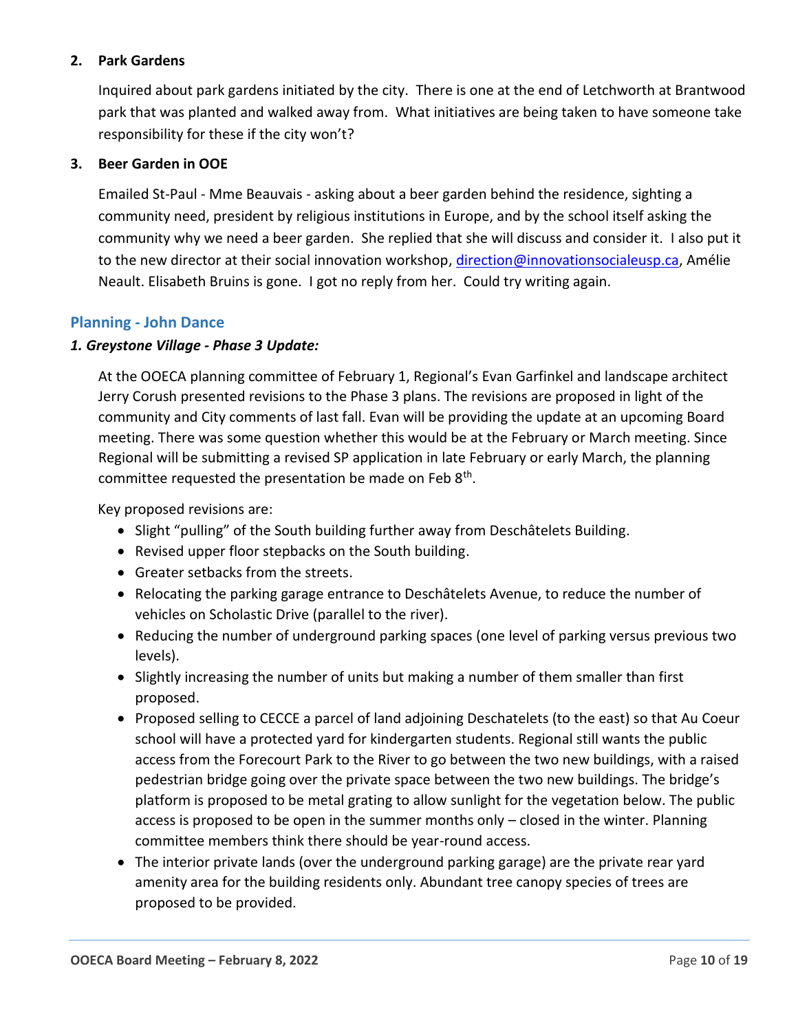**2. Park Gardens**

Inquired about park gardens initiated by the city. There is one at the end of Letchworth at Brantwood park that was planted and walked away from. What initiatives are being taken to have someone take responsibility for these if the city won't?

**3. Beer Garden in OOE**

Emailed St-Paul - Mme Beauvais - asking about a beer garden behind the residence, sighting a community need, president by religious institutions in Europe, and by the school itself asking the community why we need a beer garden. She replied that she will discuss and consider it. I also put it to the new director at their social innovation workshop, direction@innovationsocialeusp.ca, Amélie Neault. Elisabeth Bruins is gone. I got no reply from her. Could try writing again.

## Planning - John Dance

### *1. Greystone Village - Phase 3 Update:*

At the OOECA planning committee of February 1, Regional's Evan Garfinkel and landscape architect Jerry Corush presented revisions to the Phase 3 plans. The revisions are proposed in light of the community and City comments of last fall. Evan will be providing the update at an upcoming Board meeting. There was some question whether this would be at the February or March meeting. Since Regional will be submitting a revised SP application in late February or early March, the planning committee requested the presentation be made on Feb 8th.

Key proposed revisions are:

- Slight "pulling" of the South building further away from Deschâtelets Building.
- Revised upper floor stepbacks on the South building.
- Greater setbacks from the streets.
- Relocating the parking garage entrance to Deschâtelets Avenue, to reduce the number of vehicles on Scholastic Drive (parallel to the river).
- Reducing the number of underground parking spaces (one level of parking versus previous two levels).
- Slightly increasing the number of units but making a number of them smaller than first proposed.
- Proposed selling to CECCE a parcel of land adjoining Deschatelets (to the east) so that Au Coeur school will have a protected yard for kindergarten students. Regional still wants the public access from the Forecourt Park to the River to go between the two new buildings, with a raised pedestrian bridge going over the private space between the two new buildings. The bridge's platform is proposed to be metal grating to allow sunlight for the vegetation below. The public access is proposed to be open in the summer months only – closed in the winter. Planning committee members think there should be year-round access.
- The interior private lands (over the underground parking garage) are the private rear yard amenity area for the building residents only. Abundant tree canopy species of trees are proposed to be provided.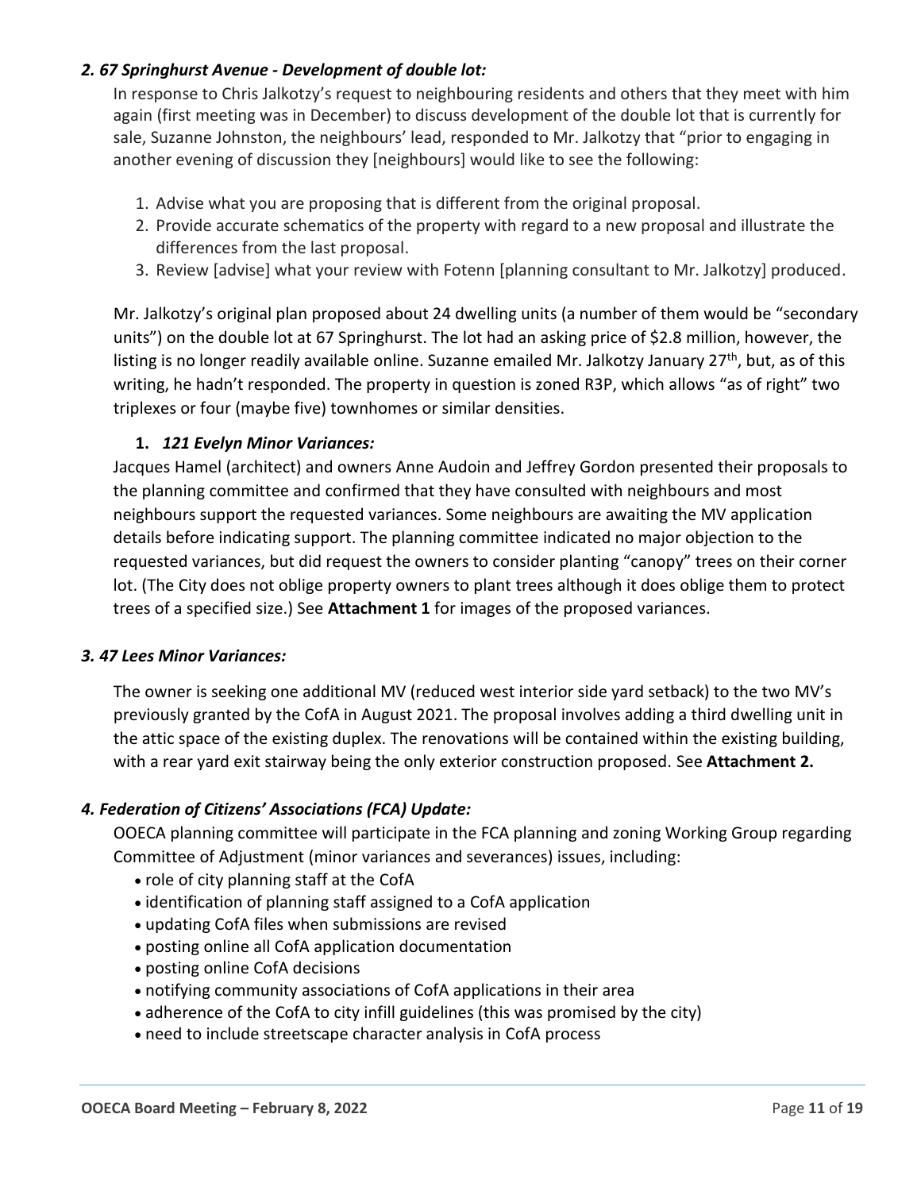### *2. 67 Springhurst Avenue - Development of double lot:*

In response to Chris Jalkotzy's request to neighbouring residents and others that they meet with him again (first meeting was in December) to discuss development of the double lot that is currently for sale, Suzanne Johnston, the neighbours' lead, responded to Mr. Jalkotzy that "prior to engaging in another evening of discussion they [neighbours] would like to see the following:

1. Advise what you are proposing that is different from the original proposal.
2. Provide accurate schematics of the property with regard to a new proposal and illustrate the differences from the last proposal.
3. Review [advise] what your review with Fotenn [planning consultant to Mr. Jalkotzy] produced.

Mr. Jalkotzy's original plan proposed about 24 dwelling units (a number of them would be "secondary units") on the double lot at 67 Springhurst. The lot had an asking price of $2.8 million, however, the listing is no longer readily available online. Suzanne emailed Mr. Jalkotzy January 27th, but, as of this writing, he hadn't responded. The property in question is zoned R3P, which allows "as of right" two triplexes or four (maybe five) townhomes or similar densities.

**1.** ***121 Evelyn Minor Variances:***

Jacques Hamel (architect) and owners Anne Audoin and Jeffrey Gordon presented their proposals to the planning committee and confirmed that they have consulted with neighbours and most neighbours support the requested variances. Some neighbours are awaiting the MV application details before indicating support. The planning committee indicated no major objection to the requested variances, but did request the owners to consider planting "canopy" trees on their corner lot. (The City does not oblige property owners to plant trees although it does oblige them to protect trees of a specified size.) See **Attachment 1** for images of the proposed variances.

### *3. 47 Lees Minor Variances:*

The owner is seeking one additional MV (reduced west interior side yard setback) to the two MV's previously granted by the CofA in August 2021. The proposal involves adding a third dwelling unit in the attic space of the existing duplex. The renovations will be contained within the existing building, with a rear yard exit stairway being the only exterior construction proposed. See **Attachment 2.**

### *4. Federation of Citizens' Associations (FCA) Update:*

OOECA planning committee will participate in the FCA planning and zoning Working Group regarding Committee of Adjustment (minor variances and severances) issues, including:

- role of city planning staff at the CofA
- identification of planning staff assigned to a CofA application
- updating CofA files when submissions are revised
- posting online all CofA application documentation
- posting online CofA decisions
- notifying community associations of CofA applications in their area
- adherence of the CofA to city infill guidelines (this was promised by the city)
- need to include streetscape character analysis in CofA process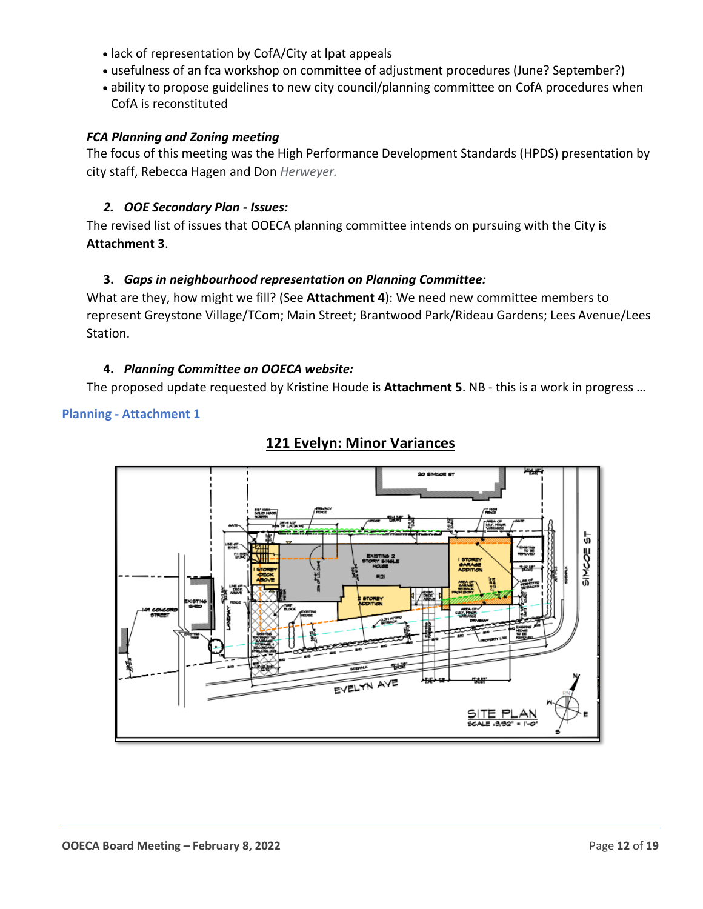- lack of representation by CofA/City at lpat appeals
- usefulness of an fca workshop on committee of adjustment procedures (June? September?)
- ability to propose guidelines to new city council/planning committee on CofA procedures when CofA is reconstituted

### *FCA Planning and Zoning meeting*

The focus of this meeting was the High Performance Development Standards (HPDS) presentation by city staff, Rebecca Hagen and Don *Herweyer.*

### *2. OOE Secondary Plan - Issues:*

The revised list of issues that OOECA planning committee intends on pursuing with the City is **Attachment 3**.

### 3. *Gaps in neighbourhood representation on Planning Committee:*

What are they, how might we fill? (See **Attachment 4**): We need new committee members to represent Greystone Village/TCom; Main Street; Brantwood Park/Rideau Gardens; Lees Avenue/Lees Station.

### 4. *Planning Committee on OOECA website:*

The proposed update requested by Kristine Houde is **Attachment 5**. NB - this is a work in progress …

## Planning - Attachment 1

## 121 Evelyn: Minor Variances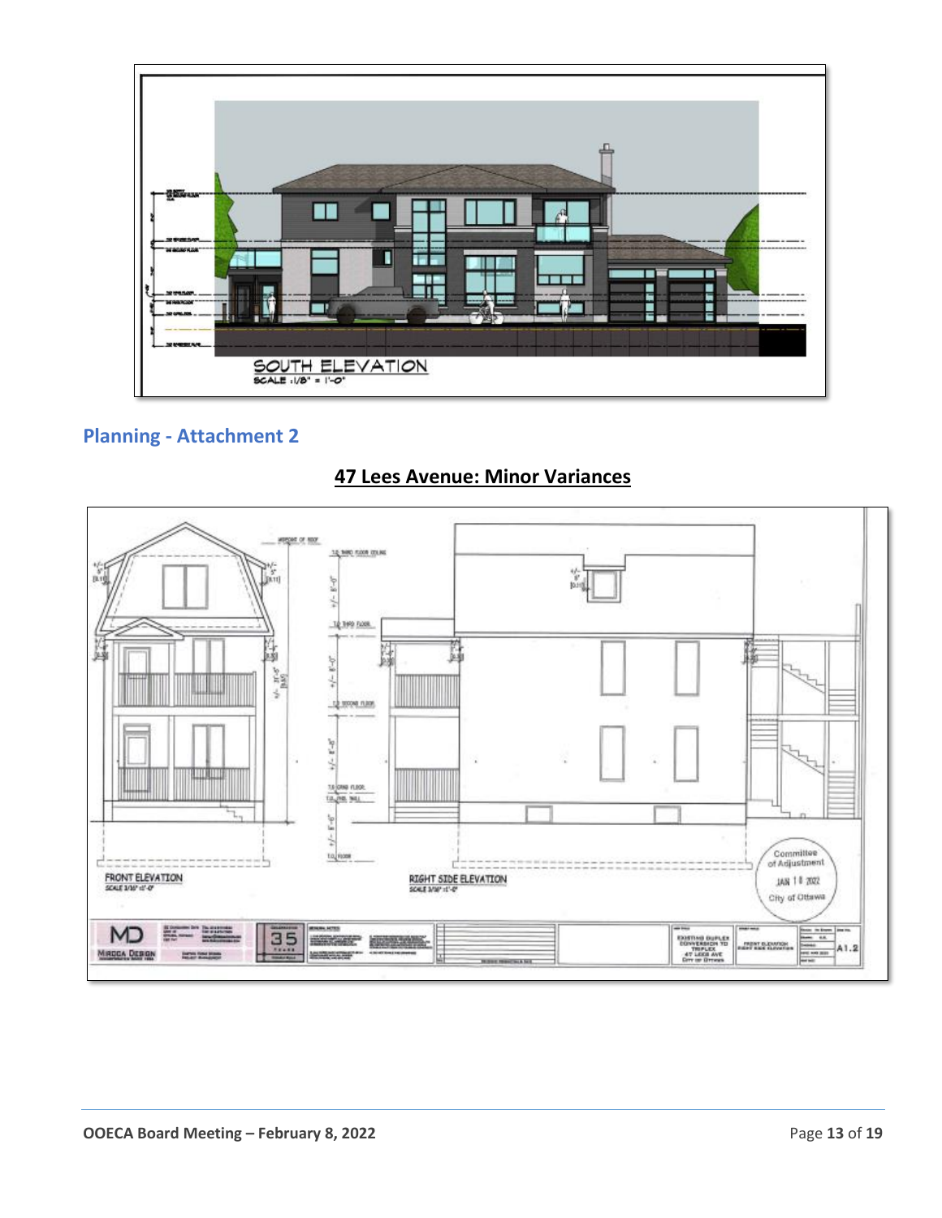SOUTH ELEVATION
SCALE :1/8" = 1'-0"

## Planning - Attachment 2

### 47 Lees Avenue: Minor Variances

FRONT ELEVATION
SCALE 3/16" =1'-0"

RIGHT SIDE ELEVATION
SCALE 3/16" =1'-0"

Committee of Adjustment
JAN 18 2022
City of Ottawa

EXISTING DUPLEX CONVERSION TO TRIPLEX
47 LEES AVE
CITY OF OTTAWA

FRONT ELEVATION
RIGHT SIDE ELEVATION

A1.2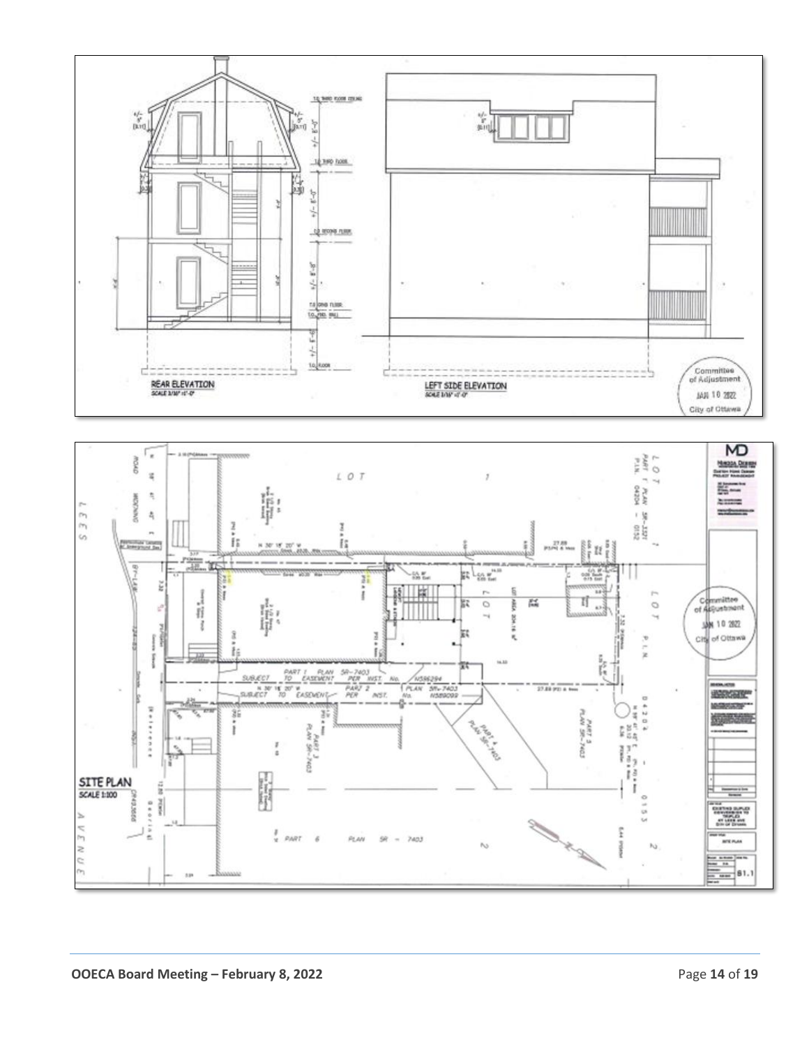REAR ELEVATION
SCALE 3/16" =1'-0"

LEFT SIDE ELEVATION
SCALE 3/16" =1'-0"

Committee of Adjustment
JAN 10 2022
City of Ottawa

SITE PLAN
SCALE 1:100

LEES AVENUE

Committee of Adjustment
JAN 10 2022
City of Ottawa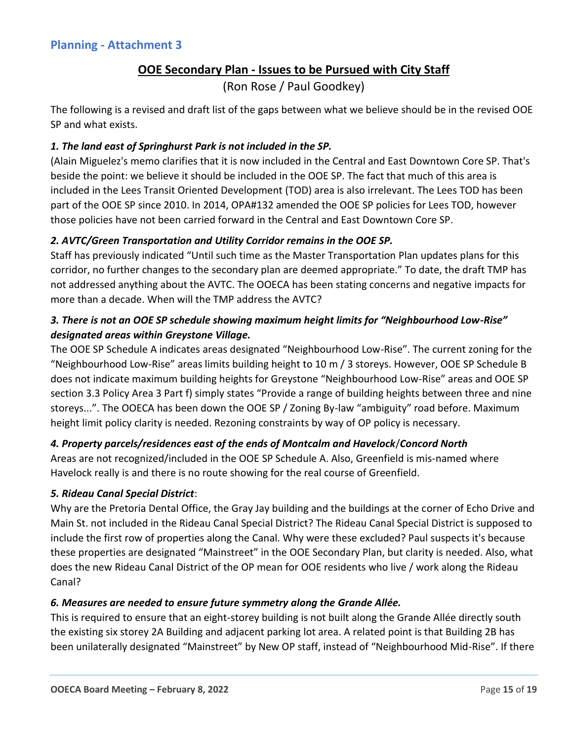## Planning - Attachment 3

### OOE Secondary Plan - Issues to be Pursued with City Staff

(Ron Rose / Paul Goodkey)

The following is a revised and draft list of the gaps between what we believe should be in the revised OOE SP and what exists.

***1. The land east of Springhurst Park is not included in the SP.***

(Alain Miguelez's memo clarifies that it is now included in the Central and East Downtown Core SP. That's beside the point: we believe it should be included in the OOE SP. The fact that much of this area is included in the Lees Transit Oriented Development (TOD) area is also irrelevant. The Lees TOD has been part of the OOE SP since 2010. In 2014, OPA#132 amended the OOE SP policies for Lees TOD, however those policies have not been carried forward in the Central and East Downtown Core SP.

***2. AVTC/Green Transportation and Utility Corridor remains in the OOE SP.***

Staff has previously indicated "Until such time as the Master Transportation Plan updates plans for this corridor, no further changes to the secondary plan are deemed appropriate." To date, the draft TMP has not addressed anything about the AVTC. The OOECA has been stating concerns and negative impacts for more than a decade. When will the TMP address the AVTC?

***3. There is not an OOE SP schedule showing maximum height limits for "Neighbourhood Low-Rise" designated areas within Greystone Village.***

The OOE SP Schedule A indicates areas designated "Neighbourhood Low-Rise". The current zoning for the "Neighbourhood Low-Rise" areas limits building height to 10 m / 3 storeys. However, OOE SP Schedule B does not indicate maximum building heights for Greystone "Neighbourhood Low-Rise" areas and OOE SP section 3.3 Policy Area 3 Part f) simply states "Provide a range of building heights between three and nine storeys...". The OOECA has been down the OOE SP / Zoning By-law "ambiguity" road before. Maximum height limit policy clarity is needed. Rezoning constraints by way of OP policy is necessary.

***4. Property parcels/residences east of the ends of Montcalm and Havelock/Concord North***

Areas are not recognized/included in the OOE SP Schedule A. Also, Greenfield is mis-named where Havelock really is and there is no route showing for the real course of Greenfield.

***5. Rideau Canal Special District***:

Why are the Pretoria Dental Office, the Gray Jay building and the buildings at the corner of Echo Drive and Main St. not included in the Rideau Canal Special District? The Rideau Canal Special District is supposed to include the first row of properties along the Canal. Why were these excluded? Paul suspects it's because these properties are designated "Mainstreet" in the OOE Secondary Plan, but clarity is needed. Also, what does the new Rideau Canal District of the OP mean for OOE residents who live / work along the Rideau Canal?

***6. Measures are needed to ensure future symmetry along the Grande Allée.***

This is required to ensure that an eight-storey building is not built along the Grande Allée directly south the existing six storey 2A Building and adjacent parking lot area. A related point is that Building 2B has been unilaterally designated "Mainstreet" by New OP staff, instead of "Neighbourhood Mid-Rise". If there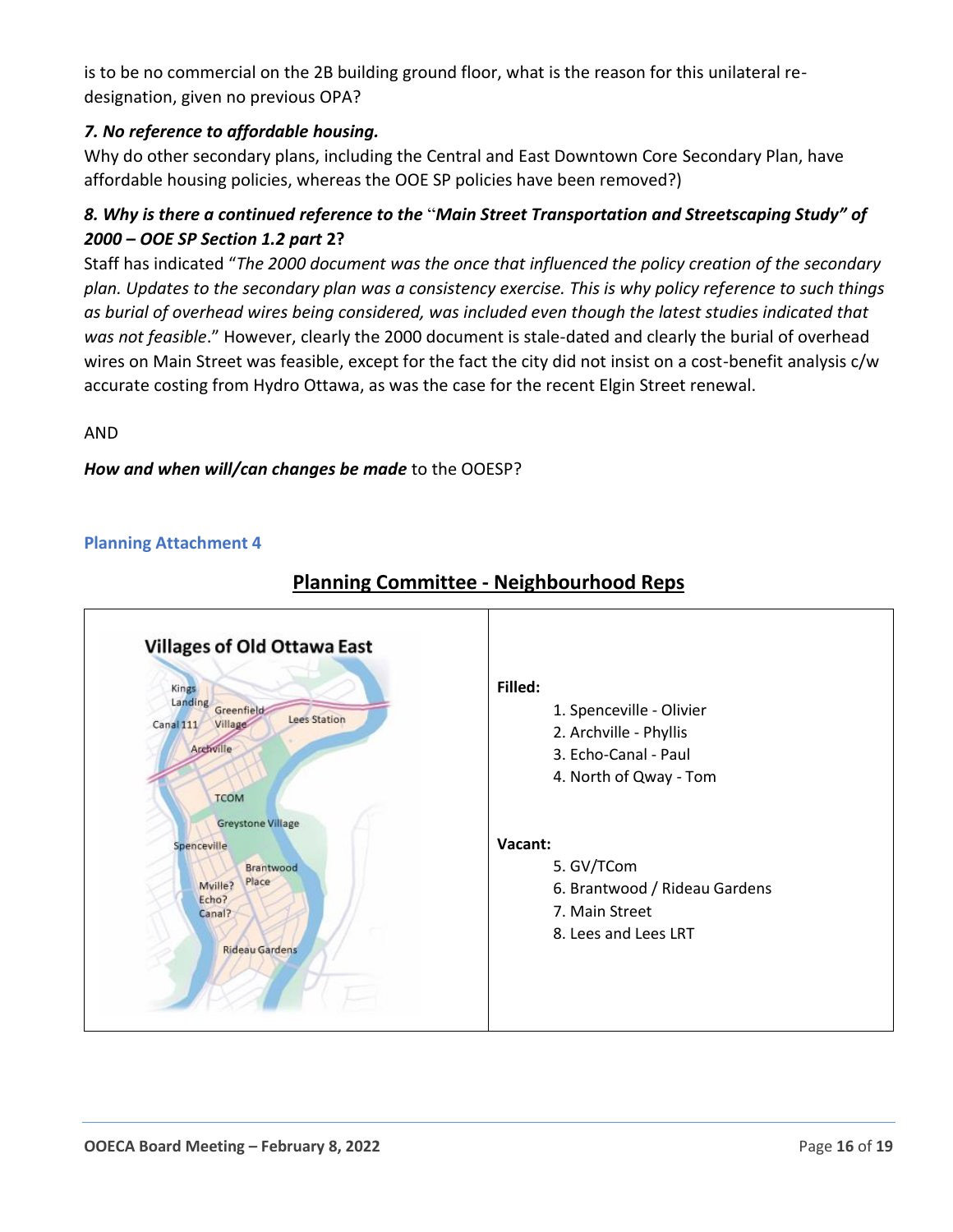is to be no commercial on the 2B building ground floor, what is the reason for this unilateral re-designation, given no previous OPA?

***7. No reference to affordable housing.***
Why do other secondary plans, including the Central and East Downtown Core Secondary Plan, have affordable housing policies, whereas the OOE SP policies have been removed?)

***8. Why is there a continued reference to the "Main Street Transportation and Streetscaping Study" of 2000 – OOE SP Section 1.2 part 2?***
Staff has indicated "*The 2000 document was the once that influenced the policy creation of the secondary plan. Updates to the secondary plan was a consistency exercise. This is why policy reference to such things as burial of overhead wires being considered, was included even though the latest studies indicated that was not feasible*." However, clearly the 2000 document is stale-dated and clearly the burial of overhead wires on Main Street was feasible, except for the fact the city did not insist on a cost-benefit analysis c/w accurate costing from Hydro Ottawa, as was the case for the recent Elgin Street renewal.

AND

***How and when will/can changes be made*** to the OOESP?

### Planning Attachment 4

## Planning Committee - Neighbourhood Reps

| Villages of Old Ottawa East | |
|---|---|
| Kings Landing, Greenfield Village, Canal 111, Lees Station, Archville, TCOM, Greystone Village, Spenceville, Brantwood Place, Mville? Echo? Canal?, Rideau Gardens | **Filled:**<br>1. Spenceville - Olivier<br>2. Archville - Phyllis<br>3. Echo-Canal - Paul<br>4. North of Qway - Tom<br><br>**Vacant:**<br>5. GV/TCom<br>6. Brantwood / Rideau Gardens<br>7. Main Street<br>8. Lees and Lees LRT |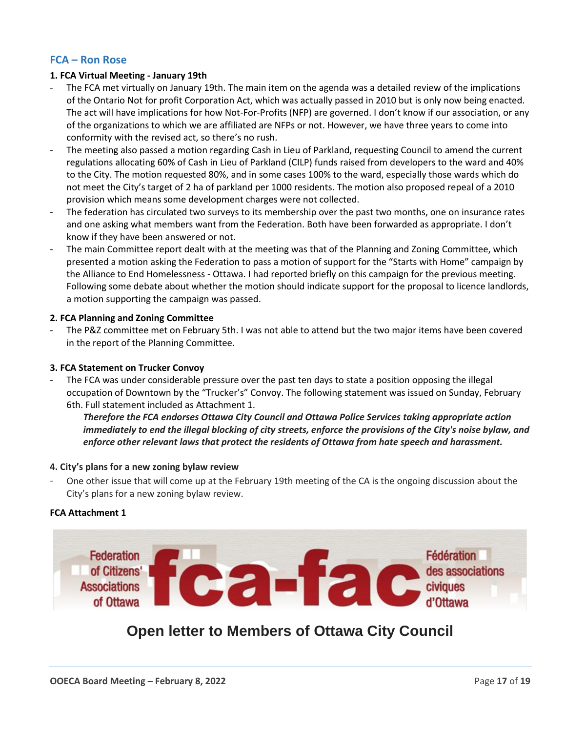## FCA – Ron Rose

**1. FCA Virtual Meeting - January 19th**

- The FCA met virtually on January 19th. The main item on the agenda was a detailed review of the implications of the Ontario Not for profit Corporation Act, which was actually passed in 2010 but is only now being enacted. The act will have implications for how Not-For-Profits (NFP) are governed. I don't know if our association, or any of the organizations to which we are affiliated are NFPs or not. However, we have three years to come into conformity with the revised act, so there's no rush.
- The meeting also passed a motion regarding Cash in Lieu of Parkland, requesting Council to amend the current regulations allocating 60% of Cash in Lieu of Parkland (CILP) funds raised from developers to the ward and 40% to the City. The motion requested 80%, and in some cases 100% to the ward, especially those wards which do not meet the City's target of 2 ha of parkland per 1000 residents. The motion also proposed repeal of a 2010 provision which means some development charges were not collected.
- The federation has circulated two surveys to its membership over the past two months, one on insurance rates and one asking what members want from the Federation. Both have been forwarded as appropriate. I don't know if they have been answered or not.
- The main Committee report dealt with at the meeting was that of the Planning and Zoning Committee, which presented a motion asking the Federation to pass a motion of support for the "Starts with Home" campaign by the Alliance to End Homelessness - Ottawa. I had reported briefly on this campaign for the previous meeting. Following some debate about whether the motion should indicate support for the proposal to licence landlords, a motion supporting the campaign was passed.

**2. FCA Planning and Zoning Committee**

- The P&Z committee met on February 5th. I was not able to attend but the two major items have been covered in the report of the Planning Committee.

**3. FCA Statement on Trucker Convoy**

- The FCA was under considerable pressure over the past ten days to state a position opposing the illegal occupation of Downtown by the "Trucker's" Convoy. The following statement was issued on Sunday, February 6th. Full statement included as Attachment 1.

  ***Therefore the FCA endorses Ottawa City Council and Ottawa Police Services taking appropriate action immediately to end the illegal blocking of city streets, enforce the provisions of the City's noise bylaw, and enforce other relevant laws that protect the residents of Ottawa from hate speech and harassment.***

**4. City's plans for a new zoning bylaw review**

- One other issue that will come up at the February 19th meeting of the CA is the ongoing discussion about the City's plans for a new zoning bylaw review.

**FCA Attachment 1**

Federation of Citizens' Associations of Ottawa — fca-fac — Fédération des associations civiques d'Ottawa

# Open letter to Members of Ottawa City Council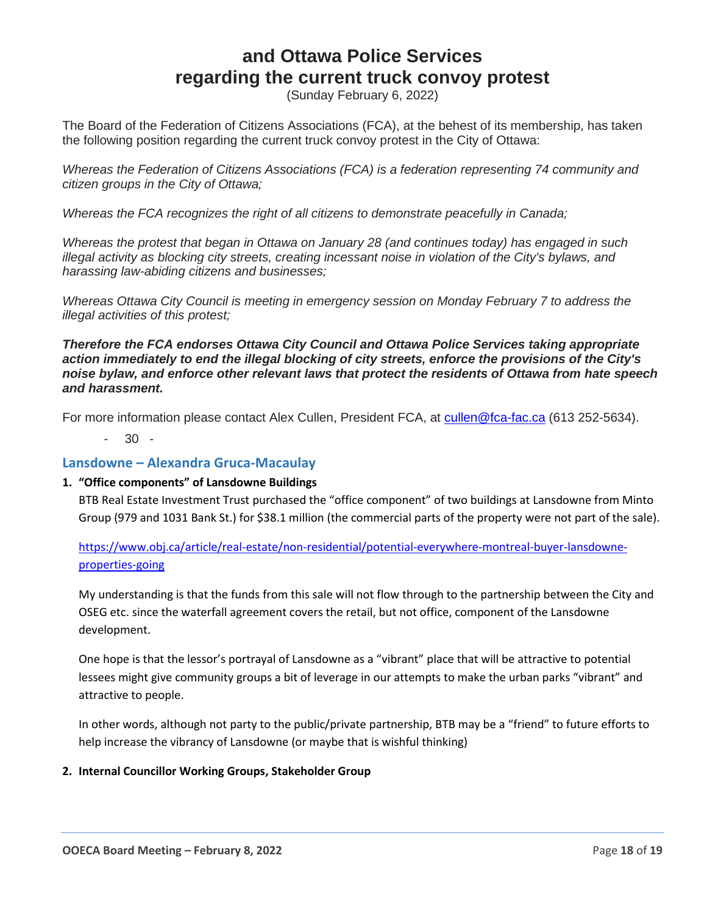# and Ottawa Police Services regarding the current truck convoy protest

(Sunday February 6, 2022)

The Board of the Federation of Citizens Associations (FCA), at the behest of its membership, has taken the following position regarding the current truck convoy protest in the City of Ottawa:

*Whereas the Federation of Citizens Associations (FCA) is a federation representing 74 community and citizen groups in the City of Ottawa;*

*Whereas the FCA recognizes the right of all citizens to demonstrate peacefully in Canada;*

*Whereas the protest that began in Ottawa on January 28 (and continues today) has engaged in such illegal activity as blocking city streets, creating incessant noise in violation of the City's bylaws, and harassing law-abiding citizens and businesses;*

*Whereas Ottawa City Council is meeting in emergency session on Monday February 7 to address the illegal activities of this protest;*

***Therefore the FCA endorses Ottawa City Council and Ottawa Police Services taking appropriate action immediately to end the illegal blocking of city streets, enforce the provisions of the City's noise bylaw, and enforce other relevant laws that protect the residents of Ottawa from hate speech and harassment.***

For more information please contact Alex Cullen, President FCA, at [cullen@fca-fac.ca](mailto:cullen@fca-fac.ca) (613 252-5634).

- 30 -

## Lansdowne – Alexandra Gruca-Macaulay

1. **"Office components" of Lansdowne Buildings**

   BTB Real Estate Investment Trust purchased the "office component" of two buildings at Lansdowne from Minto Group (979 and 1031 Bank St.) for $38.1 million (the commercial parts of the property were not part of the sale).

   [https://www.obj.ca/article/real-estate/non-residential/potential-everywhere-montreal-buyer-lansdowne-properties-going](https://www.obj.ca/article/real-estate/non-residential/potential-everywhere-montreal-buyer-lansdowne-properties-going)

   My understanding is that the funds from this sale will not flow through to the partnership between the City and OSEG etc. since the waterfall agreement covers the retail, but not office, component of the Lansdowne development.

   One hope is that the lessor's portrayal of Lansdowne as a "vibrant" place that will be attractive to potential lessees might give community groups a bit of leverage in our attempts to make the urban parks "vibrant" and attractive to people.

   In other words, although not party to the public/private partnership, BTB may be a "friend" to future efforts to help increase the vibrancy of Lansdowne (or maybe that is wishful thinking)

2. **Internal Councillor Working Groups, Stakeholder Group**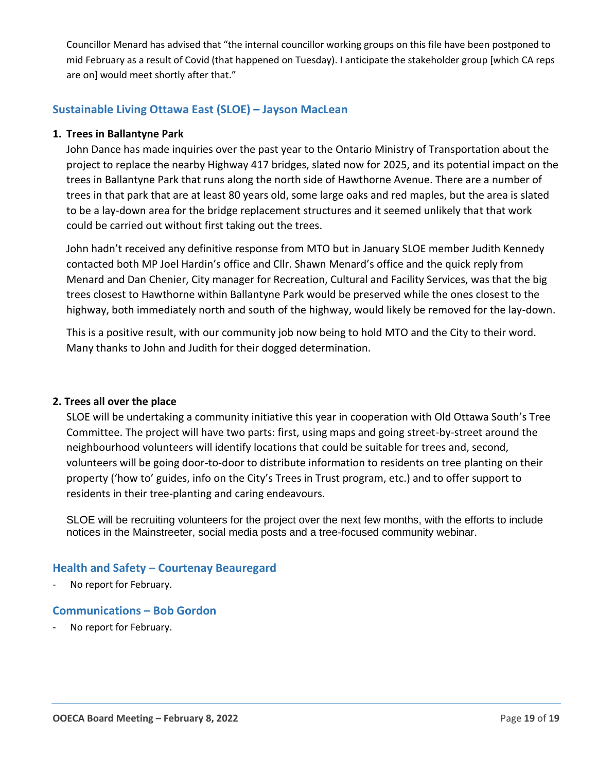Councillor Menard has advised that "the internal councillor working groups on this file have been postponed to mid February as a result of Covid (that happened on Tuesday). I anticipate the stakeholder group [which CA reps are on] would meet shortly after that."

## Sustainable Living Ottawa East (SLOE) – Jayson MacLean

**1. Trees in Ballantyne Park**

John Dance has made inquiries over the past year to the Ontario Ministry of Transportation about the project to replace the nearby Highway 417 bridges, slated now for 2025, and its potential impact on the trees in Ballantyne Park that runs along the north side of Hawthorne Avenue. There are a number of trees in that park that are at least 80 years old, some large oaks and red maples, but the area is slated to be a lay-down area for the bridge replacement structures and it seemed unlikely that that work could be carried out without first taking out the trees.

John hadn't received any definitive response from MTO but in January SLOE member Judith Kennedy contacted both MP Joel Hardin's office and Cllr. Shawn Menard's office and the quick reply from Menard and Dan Chenier, City manager for Recreation, Cultural and Facility Services, was that the big trees closest to Hawthorne within Ballantyne Park would be preserved while the ones closest to the highway, both immediately north and south of the highway, would likely be removed for the lay-down.

This is a positive result, with our community job now being to hold MTO and the City to their word. Many thanks to John and Judith for their dogged determination.

**2. Trees all over the place**

SLOE will be undertaking a community initiative this year in cooperation with Old Ottawa South's Tree Committee. The project will have two parts: first, using maps and going street-by-street around the neighbourhood volunteers will identify locations that could be suitable for trees and, second, volunteers will be going door-to-door to distribute information to residents on tree planting on their property ('how to' guides, info on the City's Trees in Trust program, etc.) and to offer support to residents in their tree-planting and caring endeavours.

SLOE will be recruiting volunteers for the project over the next few months, with the efforts to include notices in the Mainstreeter, social media posts and a tree-focused community webinar.

## Health and Safety – Courtenay Beauregard

- No report for February.

## Communications – Bob Gordon

- No report for February.